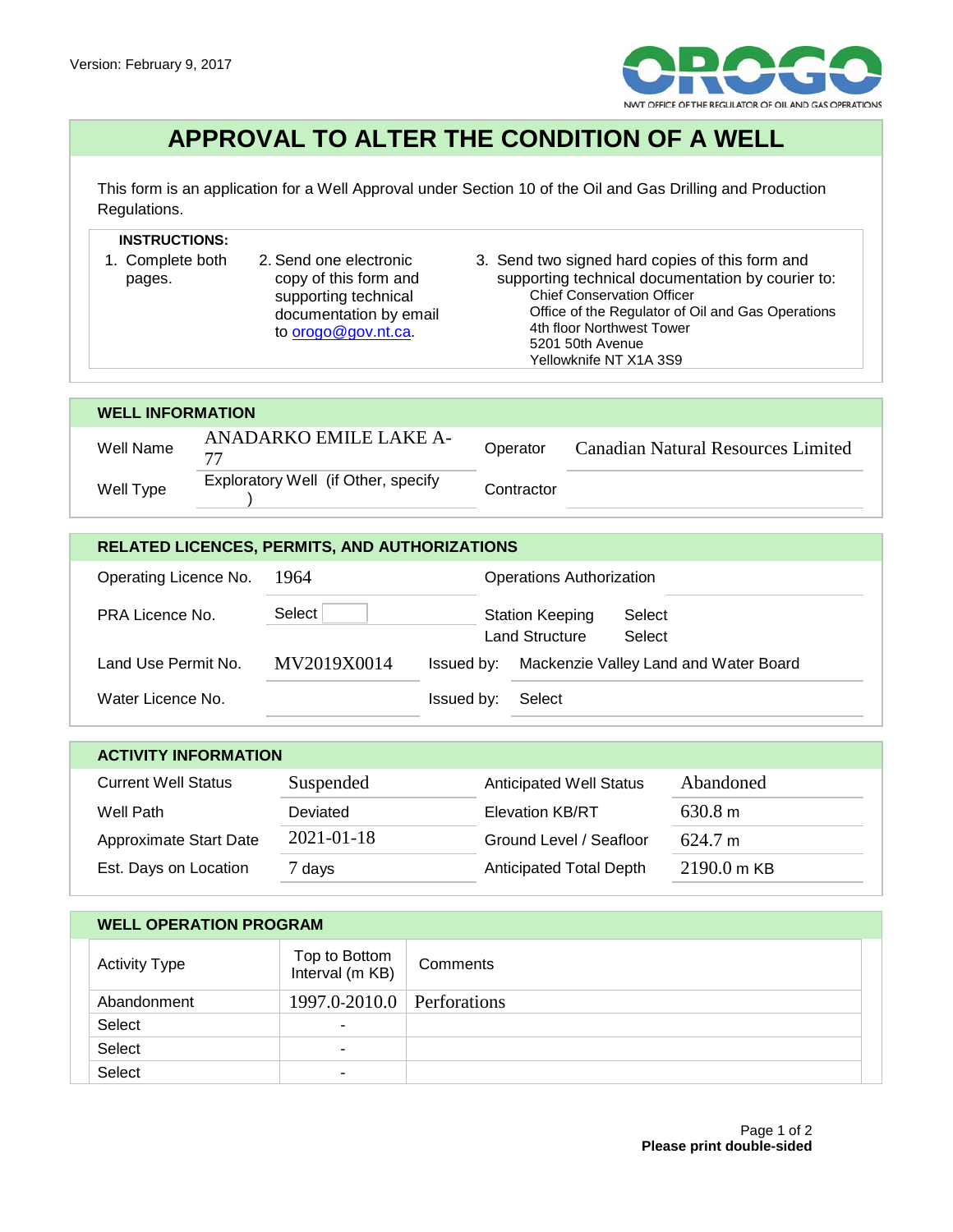Version: February 9, 2017

NWT OFFICE OF THE REGULATOR OF OIL AND GAS OPERATIONS

# APPROVAL TO ALTER THE CONDITION OF A WELL

This form is an application for a Well Approval under Section 10 of the Oil and Gas Drilling and Production Regulations.

**INSTRUCTIONS:**

1. Complete both pages.
2. Send one electronic copy of this form and supporting technical documentation by email to orogo@gov.nt.ca.
3. Send two signed hard copies of this form and supporting technical documentation by courier to:
   Chief Conservation Officer
   Office of the Regulator of Oil and Gas Operations
   4th floor Northwest Tower
   5201 50th Avenue
   Yellowknife NT X1A 3S9

## WELL INFORMATION

| | | | |
|---|---|---|---|
| Well Name | ANADARKO EMILE LAKE A-77 | Operator | Canadian Natural Resources Limited |
| Well Type | Exploratory Well (if Other, specify ) | Contractor | |

## RELATED LICENCES, PERMITS, AND AUTHORIZATIONS

| | | | |
|---|---|---|---|
| Operating Licence No. | 1964 | Operations Authorization | |
| PRA Licence No. | Select | Station Keeping | Select |
| | | Land Structure | Select |
| Land Use Permit No. | MV2019X0014 | Issued by: | Mackenzie Valley Land and Water Board |
| Water Licence No. | | Issued by: | Select |

## ACTIVITY INFORMATION

| | | | |
|---|---|---|---|
| Current Well Status | Suspended | Anticipated Well Status | Abandoned |
| Well Path | Deviated | Elevation KB/RT | 630.8 m |
| Approximate Start Date | 2021-01-18 | Ground Level / Seafloor | 624.7 m |
| Est. Days on Location | 7 days | Anticipated Total Depth | 2190.0 m KB |

## WELL OPERATION PROGRAM

| Activity Type | Top to Bottom Interval (m KB) | Comments |
|---|---|---|
| Abandonment | 1997.0-2010.0 | Perforations |
| Select | - | |
| Select | - | |
| Select | - | |

**Please print double-sided**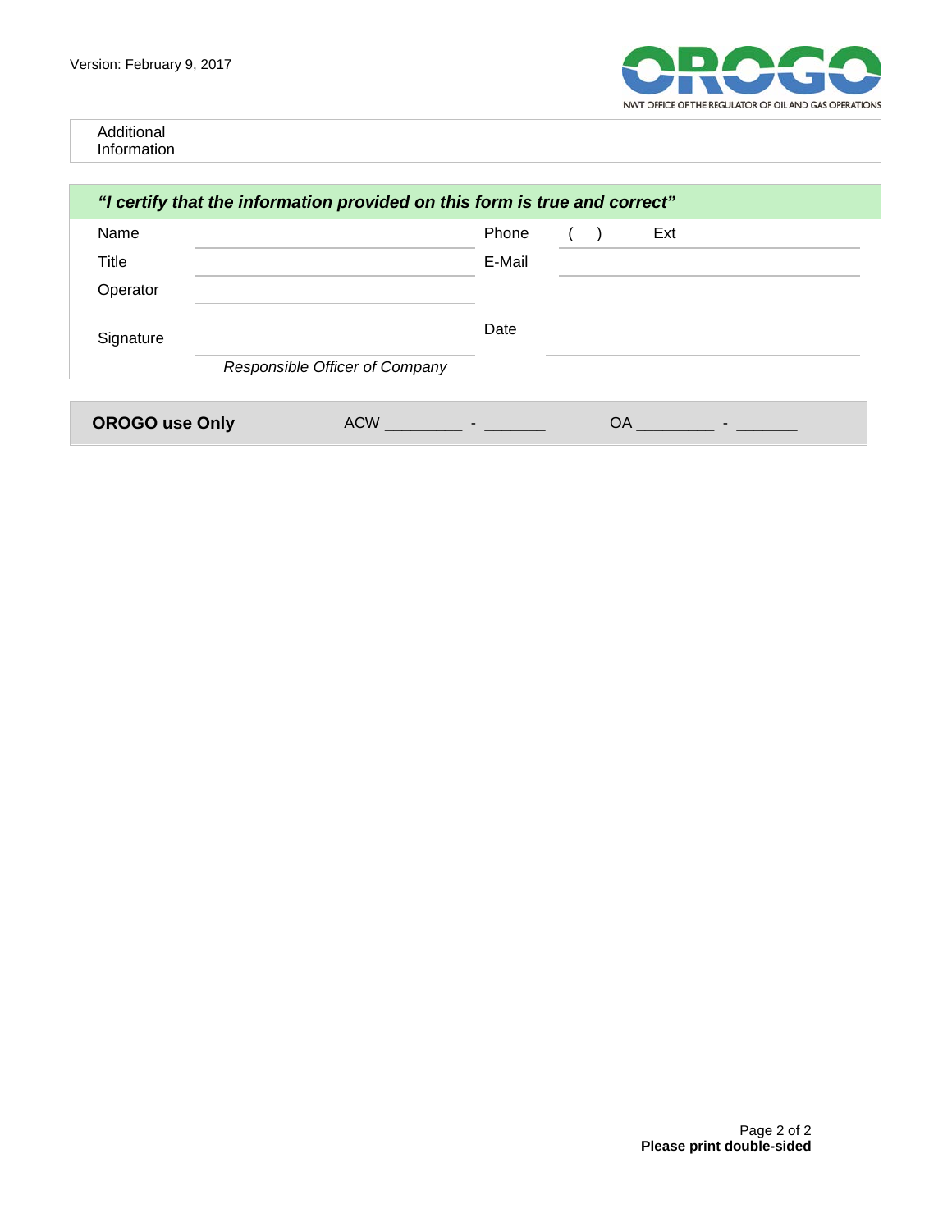Version: February 9, 2017

| | |
|---|---|
| Additional Information | |

***"I certify that the information provided on this form is true and correct"***

| | | | |
|---|---|---|---|
| Name | | Phone | (   )          Ext |
| Title | | E-Mail | |
| Operator | | | |
| Signature | | Date | |
| | *Responsible Officer of Company* | | |

**OROGO use Only** ACW _________ - _______ OA _________ - _______

**Please print double-sided**